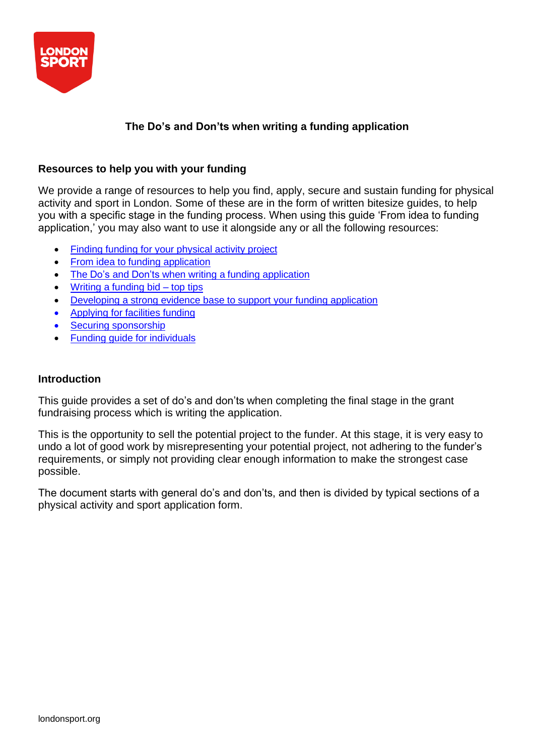# The Do's and Don'ts when writing a funding application

## Resources to help you with your funding

We provide a range of resources to help you find, apply, secure and sustain funding for physical activity and sport in London. Some of these are in the form of written bitesize guides, to help you with a specific stage in the funding process. When using this guide 'From idea to funding application,' you may also want to use it alongside any or all the following resources:

- Finding funding for your physical activity project
- From idea to funding application
- The Do's and Don'ts when writing a funding application
- Writing a funding bid – top tips
- Developing a strong evidence base to support your funding application
- Applying for facilities funding
- Securing sponsorship
- Funding guide for individuals

## Introduction

This guide provides a set of do's and don'ts when completing the final stage in the grant fundraising process which is writing the application.

This is the opportunity to sell the potential project to the funder. At this stage, it is very easy to undo a lot of good work by misrepresenting your potential project, not adhering to the funder's requirements, or simply not providing clear enough information to make the strongest case possible.

The document starts with general do's and don'ts, and then is divided by typical sections of a physical activity and sport application form.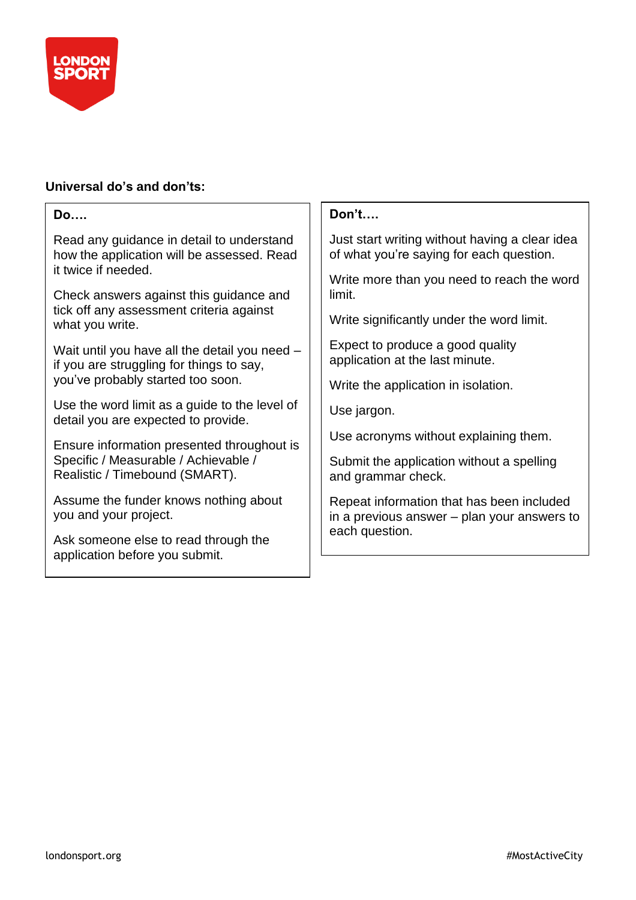**Universal do's and don'ts:**

**Do….**

Read any guidance in detail to understand how the application will be assessed. Read it twice if needed.

Check answers against this guidance and tick off any assessment criteria against what you write.

Wait until you have all the detail you need – if you are struggling for things to say, you've probably started too soon.

Use the word limit as a guide to the level of detail you are expected to provide.

Ensure information presented throughout is Specific / Measurable / Achievable / Realistic / Timebound (SMART).

Assume the funder knows nothing about you and your project.

Ask someone else to read through the application before you submit.

**Don't….**

Just start writing without having a clear idea of what you're saying for each question.

Write more than you need to reach the word limit.

Write significantly under the word limit.

Expect to produce a good quality application at the last minute.

Write the application in isolation.

Use jargon.

Use acronyms without explaining them.

Submit the application without a spelling and grammar check.

Repeat information that has been included in a previous answer – plan your answers to each question.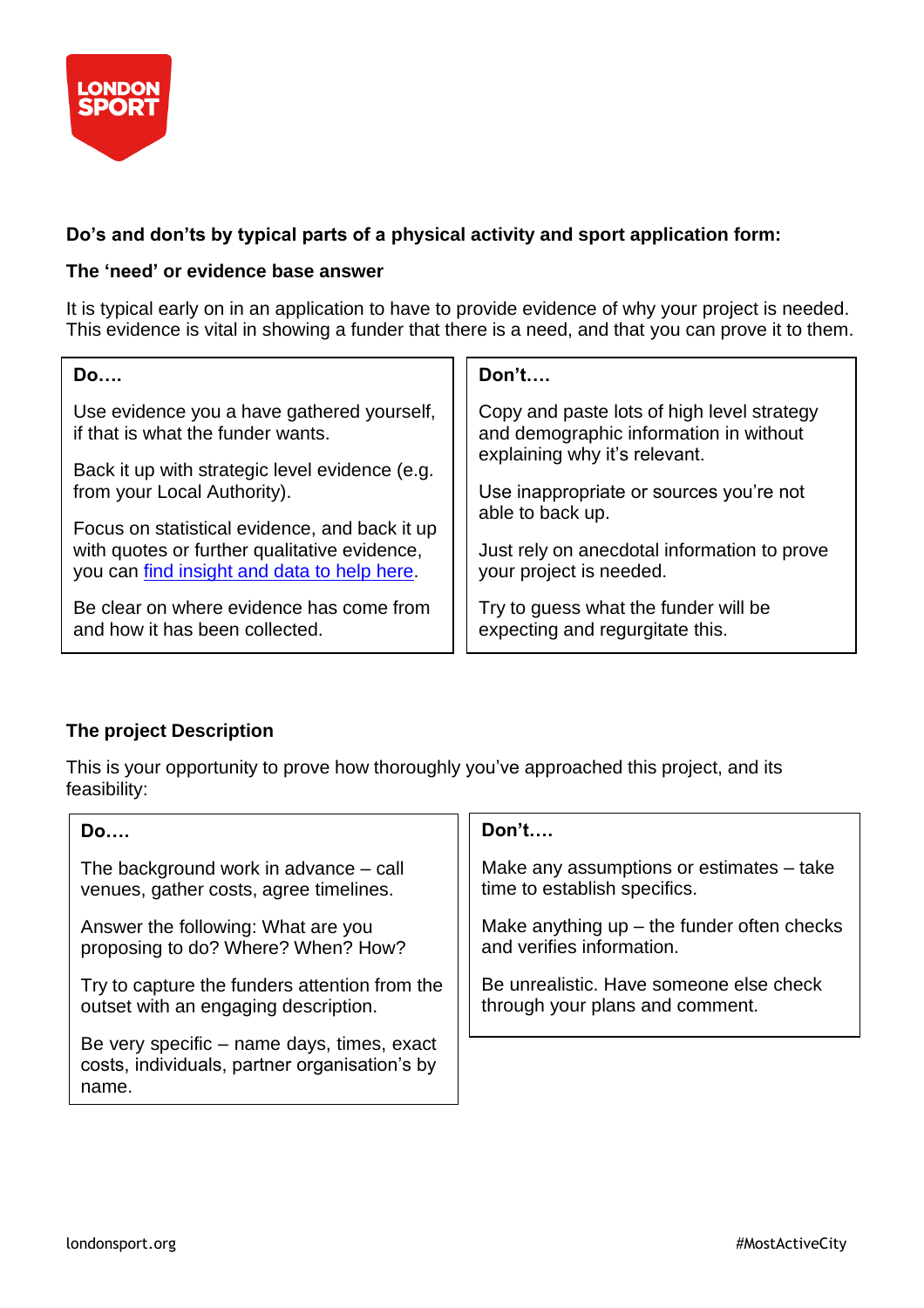**Do's and don'ts by typical parts of a physical activity and sport application form:**

**The 'need' or evidence base answer**

It is typical early on in an application to have to provide evidence of why your project is needed. This evidence is vital in showing a funder that there is a need, and that you can prove it to them.

| Do…. | Don't…. |
|---|---|
| Use evidence you a have gathered yourself, if that is what the funder wants. | Copy and paste lots of high level strategy and demographic information in without explaining why it's relevant. |
| Back it up with strategic level evidence (e.g. from your Local Authority). | Use inappropriate or sources you're not able to back up. |
| Focus on statistical evidence, and back it up with quotes or further qualitative evidence, you can find insight and data to help here. | Just rely on anecdotal information to prove your project is needed. |
| Be clear on where evidence has come from and how it has been collected. | Try to guess what the funder will be expecting and regurgitate this. |

**The project Description**

This is your opportunity to prove how thoroughly you've approached this project, and its feasibility:

| Do…. | Don't…. |
|---|---|
| The background work in advance – call venues, gather costs, agree timelines. | Make any assumptions or estimates – take time to establish specifics. |
| Answer the following: What are you proposing to do? Where? When? How? | Make anything up – the funder often checks and verifies information. |
| Try to capture the funders attention from the outset with an engaging description. | Be unrealistic. Have someone else check through your plans and comment. |
| Be very specific – name days, times, exact costs, individuals, partner organisation's by name. | |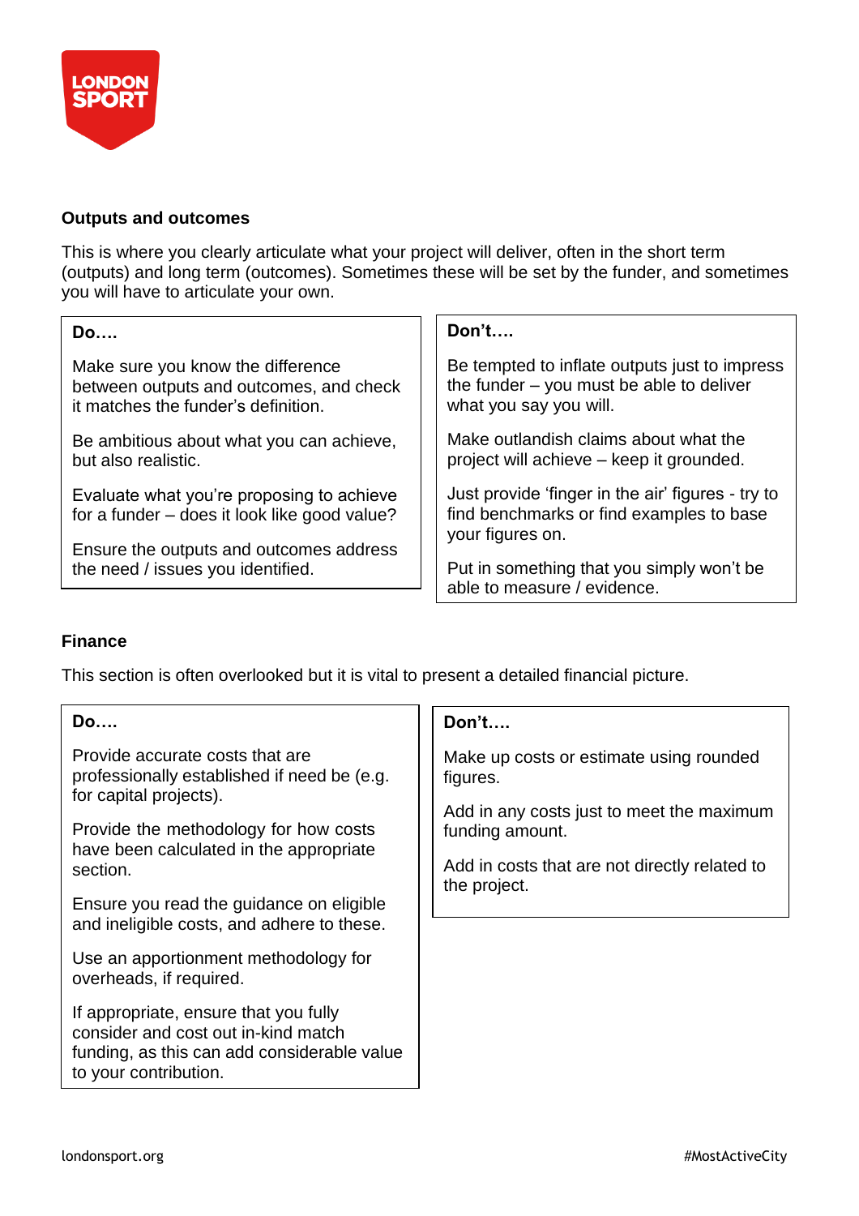## Outputs and outcomes

This is where you clearly articulate what your project will deliver, often in the short term (outputs) and long term (outcomes). Sometimes these will be set by the funder, and sometimes you will have to articulate your own.

**Do….**

Make sure you know the difference between outputs and outcomes, and check it matches the funder's definition.

Be ambitious about what you can achieve, but also realistic.

Evaluate what you're proposing to achieve for a funder – does it look like good value?

Ensure the outputs and outcomes address the need / issues you identified.

**Don't….**

Be tempted to inflate outputs just to impress the funder – you must be able to deliver what you say you will.

Make outlandish claims about what the project will achieve – keep it grounded.

Just provide 'finger in the air' figures - try to find benchmarks or find examples to base your figures on.

Put in something that you simply won't be able to measure / evidence.

## Finance

This section is often overlooked but it is vital to present a detailed financial picture.

**Do….**

Provide accurate costs that are professionally established if need be (e.g. for capital projects).

Provide the methodology for how costs have been calculated in the appropriate section.

Ensure you read the guidance on eligible and ineligible costs, and adhere to these.

Use an apportionment methodology for overheads, if required.

If appropriate, ensure that you fully consider and cost out in-kind match funding, as this can add considerable value to your contribution.

**Don't….**

Make up costs or estimate using rounded figures.

Add in any costs just to meet the maximum funding amount.

Add in costs that are not directly related to the project.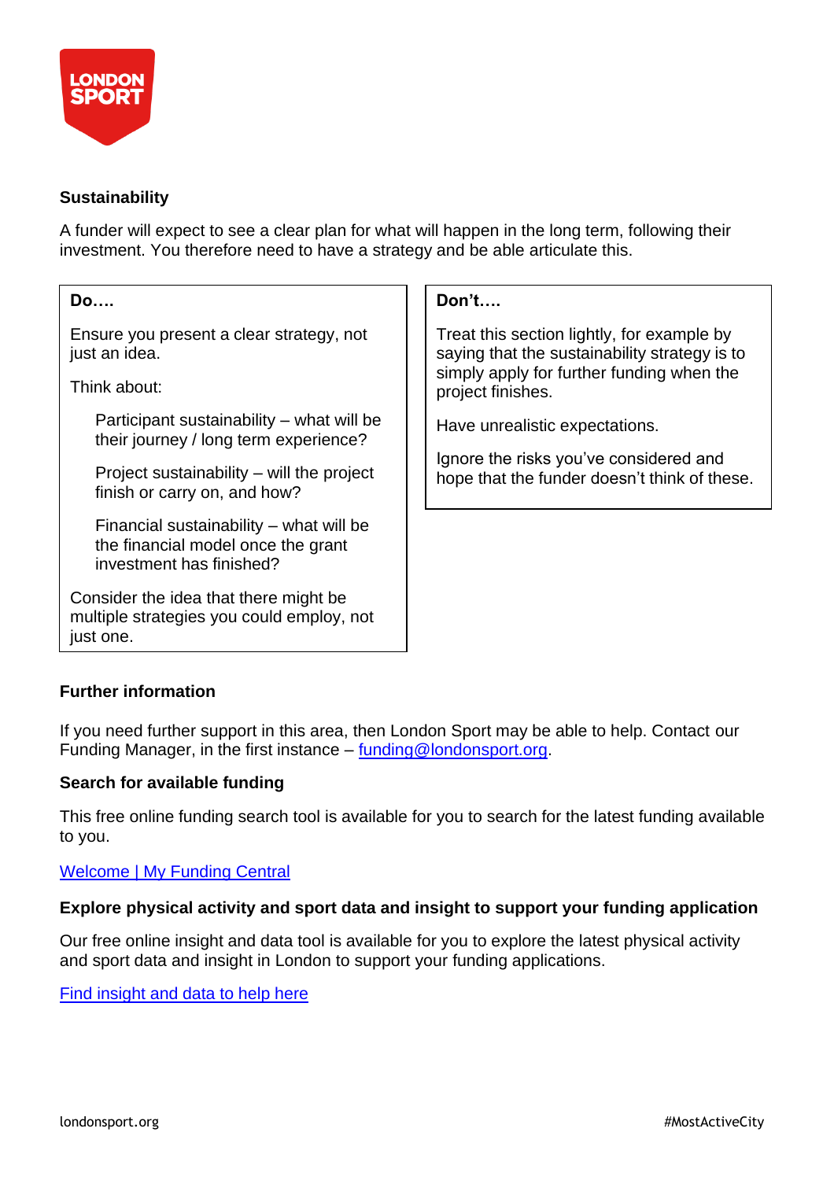**Sustainability**

A funder will expect to see a clear plan for what will happen in the long term, following their investment. You therefore need to have a strategy and be able articulate this.

| Do…. | Don't…. |
|---|---|
| Ensure you present a clear strategy, not just an idea.<br><br>Think about:<br><br>Participant sustainability – what will be their journey / long term experience?<br><br>Project sustainability – will the project finish or carry on, and how?<br><br>Financial sustainability – what will be the financial model once the grant investment has finished?<br><br>Consider the idea that there might be multiple strategies you could employ, not just one. | Treat this section lightly, for example by saying that the sustainability strategy is to simply apply for further funding when the project finishes.<br><br>Have unrealistic expectations.<br><br>Ignore the risks you've considered and hope that the funder doesn't think of these. |

**Further information**

If you need further support in this area, then London Sport may be able to help. Contact our Funding Manager, in the first instance – [funding@londonsport.org](mailto:funding@londonsport.org).

**Search for available funding**

This free online funding search tool is available for you to search for the latest funding available to you.

[Welcome | My Funding Central]()

**Explore physical activity and sport data and insight to support your funding application**

Our free online insight and data tool is available for you to explore the latest physical activity and sport data and insight in London to support your funding applications.

[Find insight and data to help here]()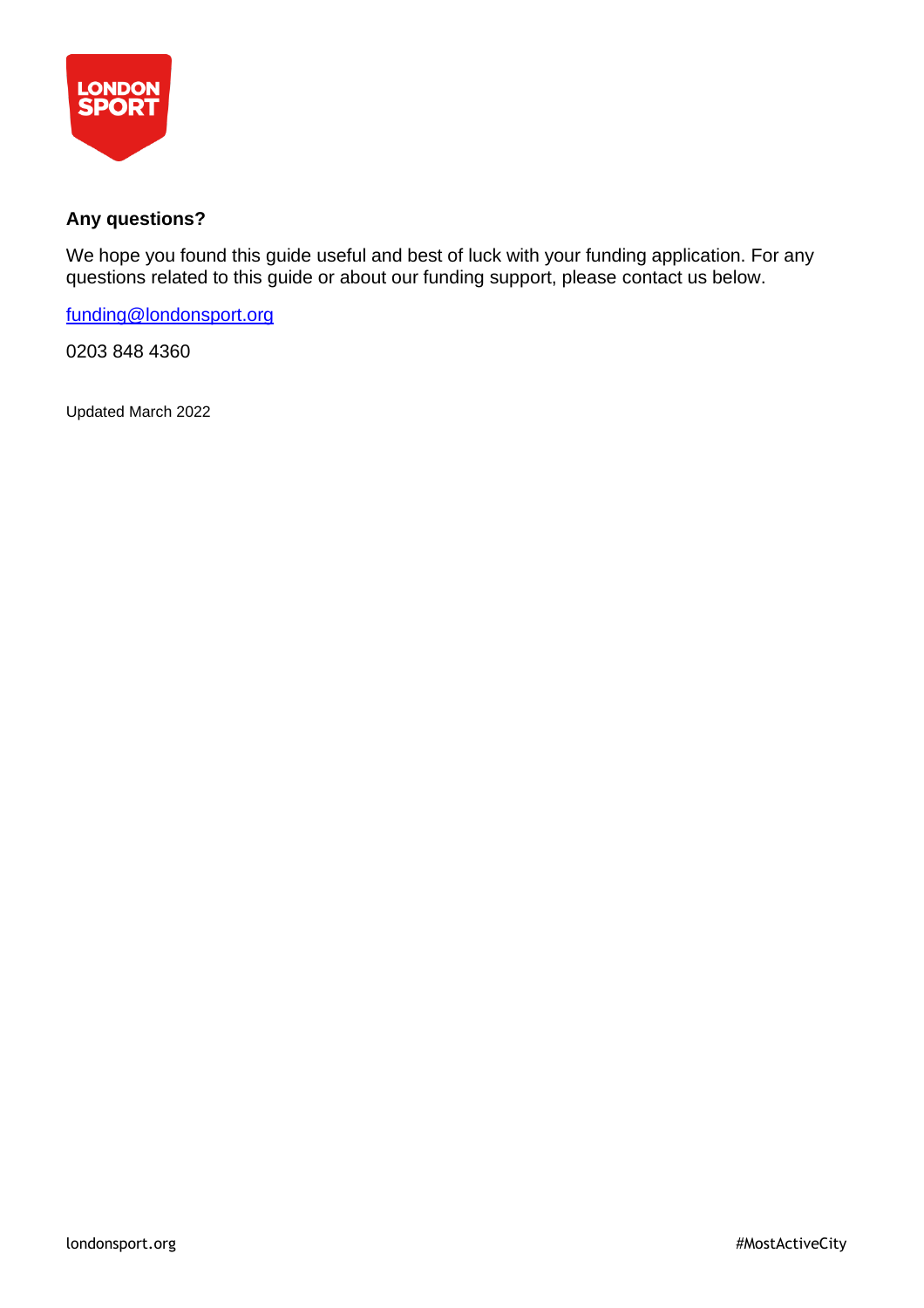## Any questions?

We hope you found this guide useful and best of luck with your funding application. For any questions related to this guide or about our funding support, please contact us below.

funding@londonsport.org

0203 848 4360

Updated March 2022